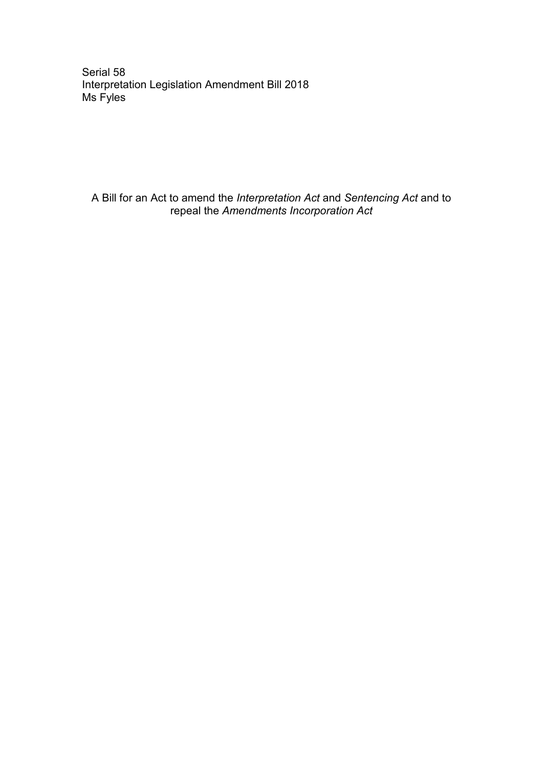Serial 58
Interpretation Legislation Amendment Bill 2018
Ms Fyles

A Bill for an Act to amend the *Interpretation Act* and *Sentencing Act* and to repeal the *Amendments Incorporation Act*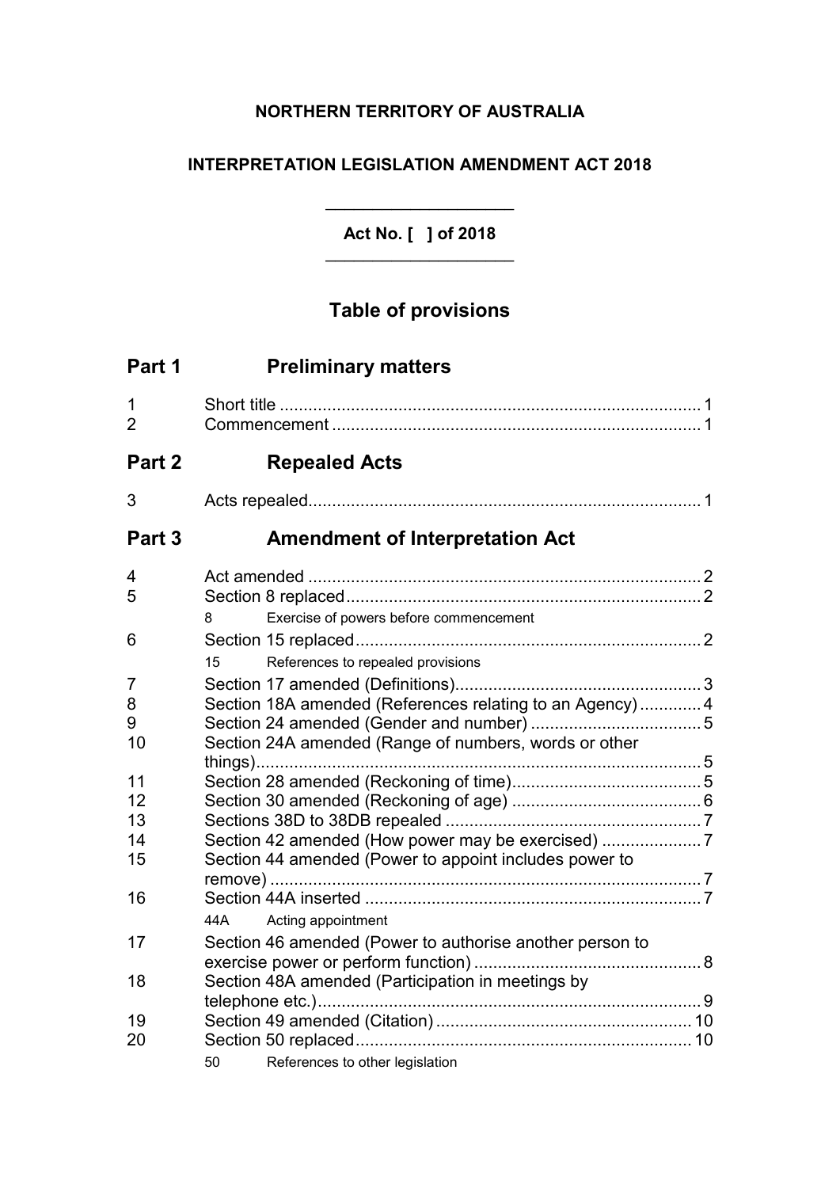**NORTHERN TERRITORY OF AUSTRALIA**

**INTERPRETATION LEGISLATION AMENDMENT ACT 2018**

---

**Act No. [ ] of 2018**

---

# Table of provisions

## Part 1 Preliminary matters

1 Short title ........................................................................................ 1
2 Commencement ............................................................................. 1

## Part 2 Repealed Acts

3 Acts repealed.................................................................................. 1

## Part 3 Amendment of Interpretation Act

4 Act amended .................................................................................. 2
5 Section 8 replaced.......................................................................... 2
    8 Exercise of powers before commencement
6 Section 15 replaced......................................................................... 2
    15 References to repealed provisions
7 Section 17 amended (Definitions).................................................... 3
8 Section 18A amended (References relating to an Agency) ............. 4
9 Section 24 amended (Gender and number) .................................... 5
10 Section 24A amended (Range of numbers, words or other things).............................................................................................. 5
11 Section 28 amended (Reckoning of time)........................................ 5
12 Section 30 amended (Reckoning of age) ........................................ 6
13 Sections 38D to 38DB repealed ...................................................... 7
14 Section 42 amended (How power may be exercised) ..................... 7
15 Section 44 amended (Power to appoint includes power to remove) ........................................................................................... 7
16 Section 44A inserted ...................................................................... 7
    44A Acting appointment
17 Section 46 amended (Power to authorise another person to exercise power or perform function) ................................................ 8
18 Section 48A amended (Participation in meetings by telephone etc.)................................................................................. 9
19 Section 49 amended (Citation) ...................................................... 10
20 Section 50 replaced....................................................................... 10
    50 References to other legislation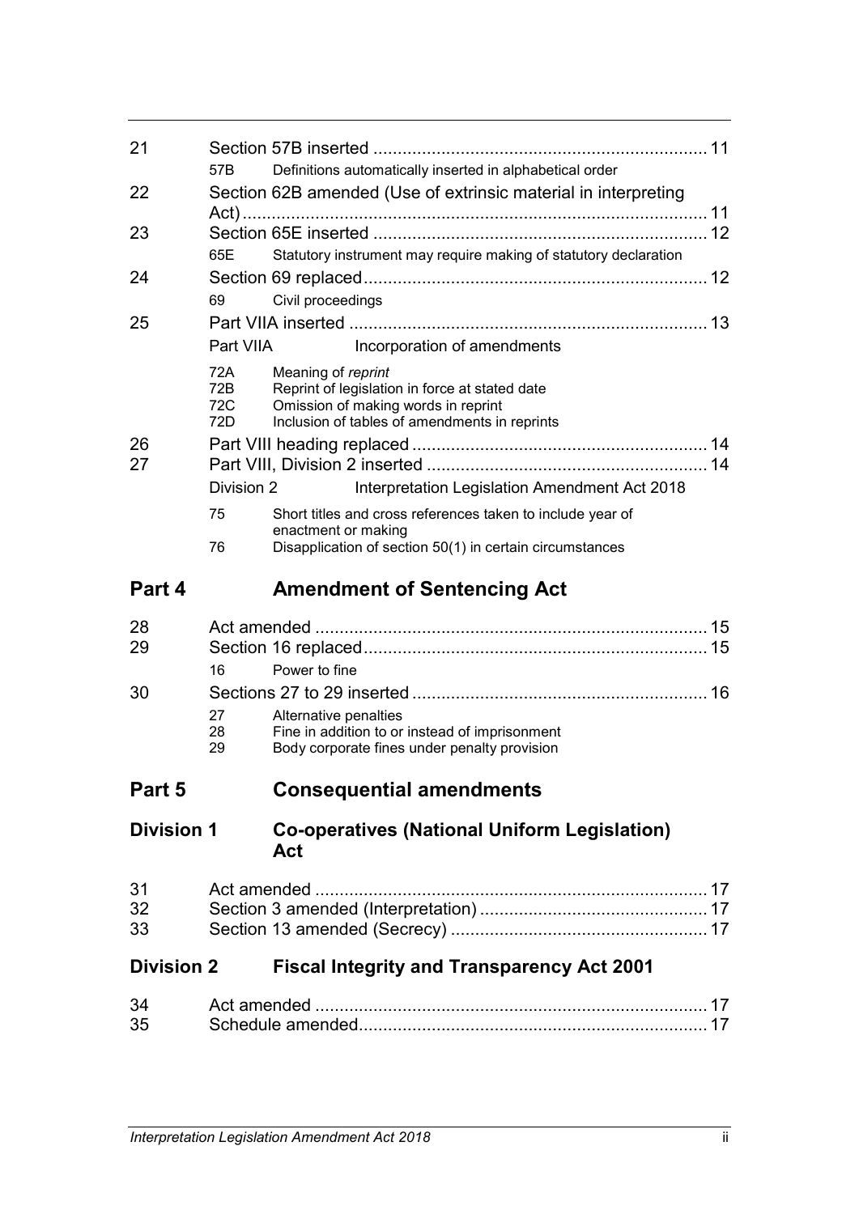21 Section 57B inserted .................................................................... 11

57B Definitions automatically inserted in alphabetical order

22 Section 62B amended (Use of extrinsic material in interpreting Act) ............................................................................................. 11

23 Section 65E inserted .................................................................... 12

65E Statutory instrument may require making of statutory declaration

24 Section 69 replaced...................................................................... 12

69 Civil proceedings

25 Part VIIA inserted ......................................................................... 13

Part VIIA Incorporation of amendments

72A Meaning of *reprint*
72B Reprint of legislation in force at stated date
72C Omission of making words in reprint
72D Inclusion of tables of amendments in reprints

26 Part VIII heading replaced ............................................................ 14

27 Part VIII, Division 2 inserted ......................................................... 14

Division 2 Interpretation Legislation Amendment Act 2018

75 Short titles and cross references taken to include year of enactment or making
76 Disapplication of section 50(1) in certain circumstances

## Part 4 Amendment of Sentencing Act

28 Act amended ................................................................................ 15

29 Section 16 replaced...................................................................... 15

16 Power to fine

30 Sections 27 to 29 inserted ............................................................ 16

27 Alternative penalties
28 Fine in addition to or instead of imprisonment
29 Body corporate fines under penalty provision

## Part 5 Consequential amendments

### Division 1 Co-operatives (National Uniform Legislation) Act

31 Act amended ................................................................................ 17

32 Section 3 amended (Interpretation) .............................................. 17

33 Section 13 amended (Secrecy) .................................................... 17

### Division 2 Fiscal Integrity and Transparency Act 2001

34 Act amended ................................................................................ 17

35 Schedule amended....................................................................... 17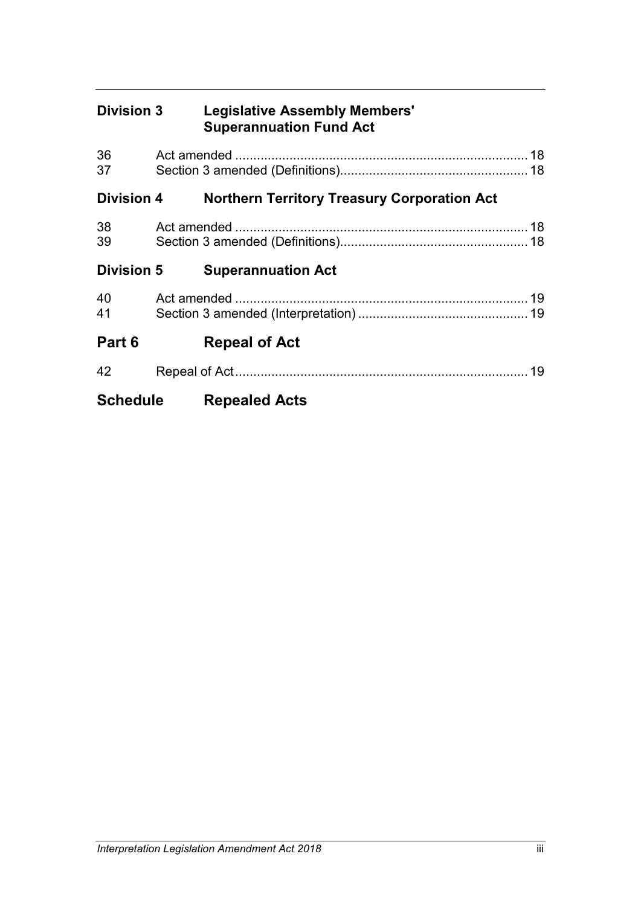### Division 3 Legislative Assembly Members' Superannuation Fund Act

| | | |
|---|---|---|
| 36 | Act amended | 18 |
| 37 | Section 3 amended (Definitions) | 18 |

### Division 4 Northern Territory Treasury Corporation Act

| | | |
|---|---|---|
| 38 | Act amended | 18 |
| 39 | Section 3 amended (Definitions) | 18 |

### Division 5 Superannuation Act

| | | |
|---|---|---|
| 40 | Act amended | 19 |
| 41 | Section 3 amended (Interpretation) | 19 |

## Part 6 Repeal of Act

| | | |
|---|---|---|
| 42 | Repeal of Act | 19 |

## Schedule Repealed Acts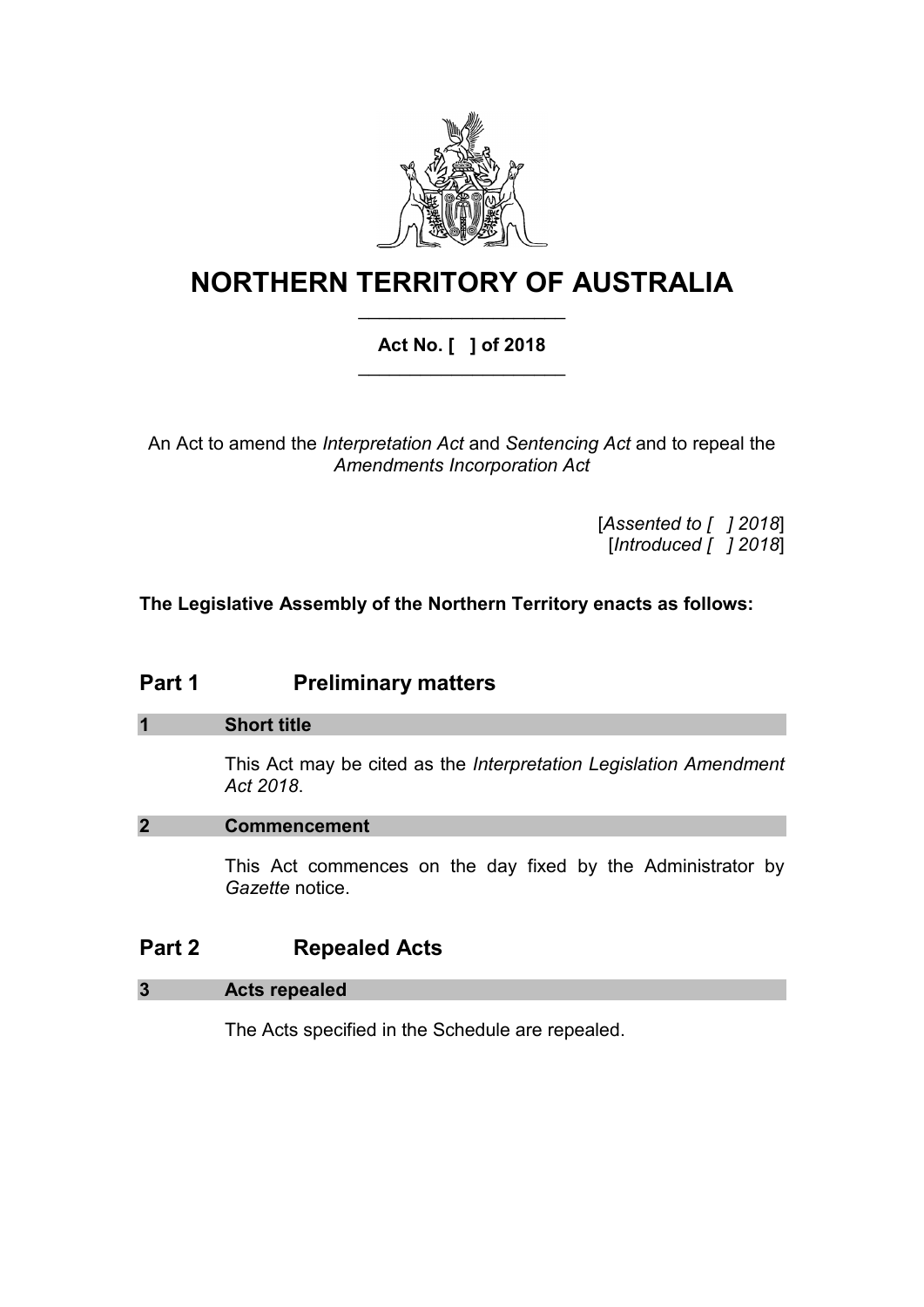# NORTHERN TERRITORY OF AUSTRALIA

**Act No. [ ] of 2018**

An Act to amend the *Interpretation Act* and *Sentencing Act* and to repeal the *Amendments Incorporation Act*

[*Assented to [ ] 2018*]
[*Introduced [ ] 2018*]

**The Legislative Assembly of the Northern Territory enacts as follows:**

## Part 1 Preliminary matters

### 1 Short title

This Act may be cited as the *Interpretation Legislation Amendment Act 2018*.

### 2 Commencement

This Act commences on the day fixed by the Administrator by *Gazette* notice.

## Part 2 Repealed Acts

### 3 Acts repealed

The Acts specified in the Schedule are repealed.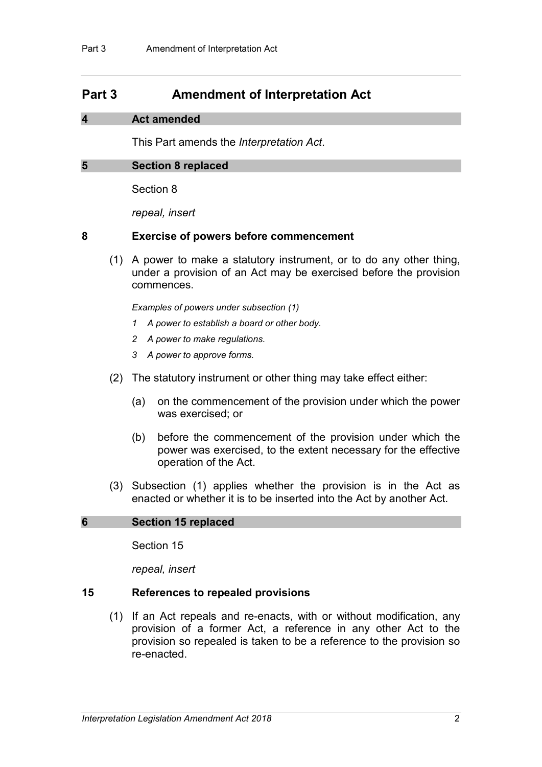## Part 3 Amendment of Interpretation Act

### 4 Act amended

This Part amends the *Interpretation Act*.

### 5 Section 8 replaced

Section 8

*repeal, insert*

### 8 Exercise of powers before commencement

(1) A power to make a statutory instrument, or to do any other thing, under a provision of an Act may be exercised before the provision commences.

*Examples of powers under subsection (1)*

*1 A power to establish a board or other body.*

*2 A power to make regulations.*

*3 A power to approve forms.*

(2) The statutory instrument or other thing may take effect either:

(a) on the commencement of the provision under which the power was exercised; or

(b) before the commencement of the provision under which the power was exercised, to the extent necessary for the effective operation of the Act.

(3) Subsection (1) applies whether the provision is in the Act as enacted or whether it is to be inserted into the Act by another Act.

### 6 Section 15 replaced

Section 15

*repeal, insert*

### 15 References to repealed provisions

(1) If an Act repeals and re-enacts, with or without modification, any provision of a former Act, a reference in any other Act to the provision so repealed is taken to be a reference to the provision so re-enacted.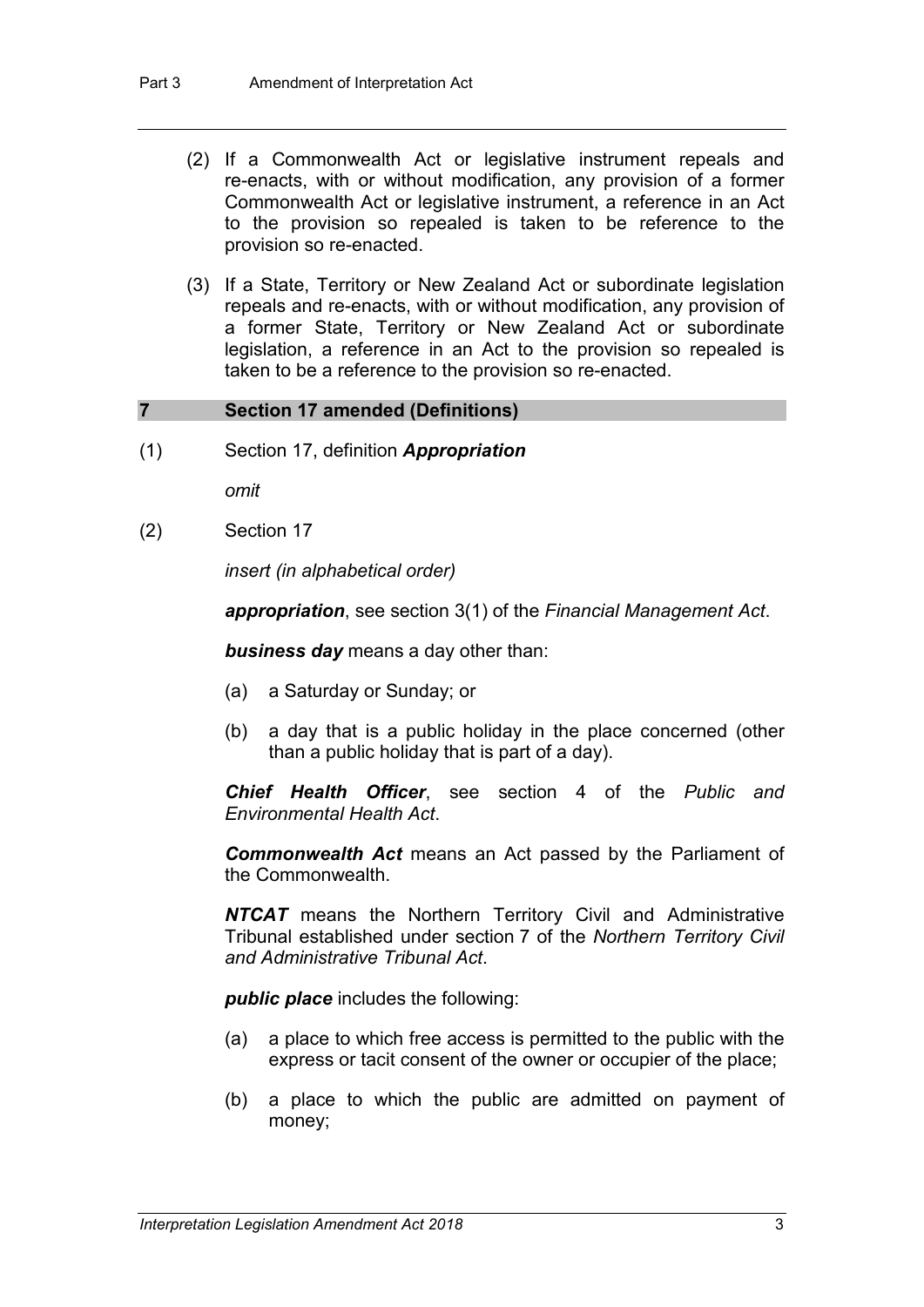(2) If a Commonwealth Act or legislative instrument repeals and re-enacts, with or without modification, any provision of a former Commonwealth Act or legislative instrument, a reference in an Act to the provision so repealed is taken to be reference to the provision so re-enacted.

(3) If a State, Territory or New Zealand Act or subordinate legislation repeals and re-enacts, with or without modification, any provision of a former State, Territory or New Zealand Act or subordinate legislation, a reference in an Act to the provision so repealed is taken to be a reference to the provision so re-enacted.

## 7 Section 17 amended (Definitions)

(1) Section 17, definition ***Appropriation***

*omit*

(2) Section 17

*insert (in alphabetical order)*

***appropriation***, see section 3(1) of the *Financial Management Act*.

***business day*** means a day other than:

(a) a Saturday or Sunday; or

(b) a day that is a public holiday in the place concerned (other than a public holiday that is part of a day).

***Chief Health Officer***, see section 4 of the *Public and Environmental Health Act*.

***Commonwealth Act*** means an Act passed by the Parliament of the Commonwealth.

***NTCAT*** means the Northern Territory Civil and Administrative Tribunal established under section 7 of the *Northern Territory Civil and Administrative Tribunal Act*.

***public place*** includes the following:

(a) a place to which free access is permitted to the public with the express or tacit consent of the owner or occupier of the place;

(b) a place to which the public are admitted on payment of money;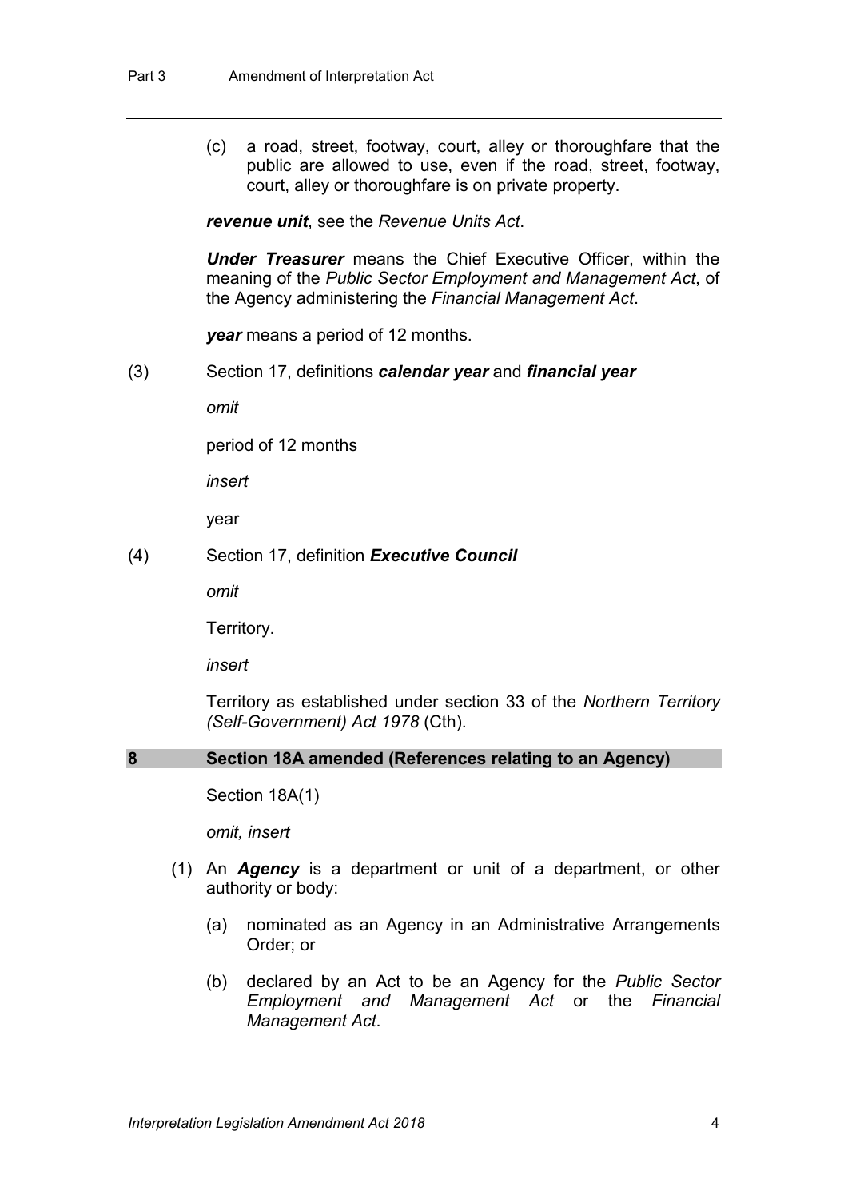(c) a road, street, footway, court, alley or thoroughfare that the public are allowed to use, even if the road, street, footway, court, alley or thoroughfare is on private property.

***revenue unit***, see the *Revenue Units Act*.

***Under Treasurer*** means the Chief Executive Officer, within the meaning of the *Public Sector Employment and Management Act*, of the Agency administering the *Financial Management Act*.

***year*** means a period of 12 months.

(3) Section 17, definitions ***calendar year*** and ***financial year***

*omit*

period of 12 months

*insert*

year

(4) Section 17, definition ***Executive Council***

*omit*

Territory.

*insert*

Territory as established under section 33 of the *Northern Territory (Self-Government) Act 1978* (Cth).

### 8 Section 18A amended (References relating to an Agency)

Section 18A(1)

*omit, insert*

(1) An ***Agency*** is a department or unit of a department, or other authority or body:

(a) nominated as an Agency in an Administrative Arrangements Order; or

(b) declared by an Act to be an Agency for the *Public Sector Employment and Management Act* or the *Financial Management Act*.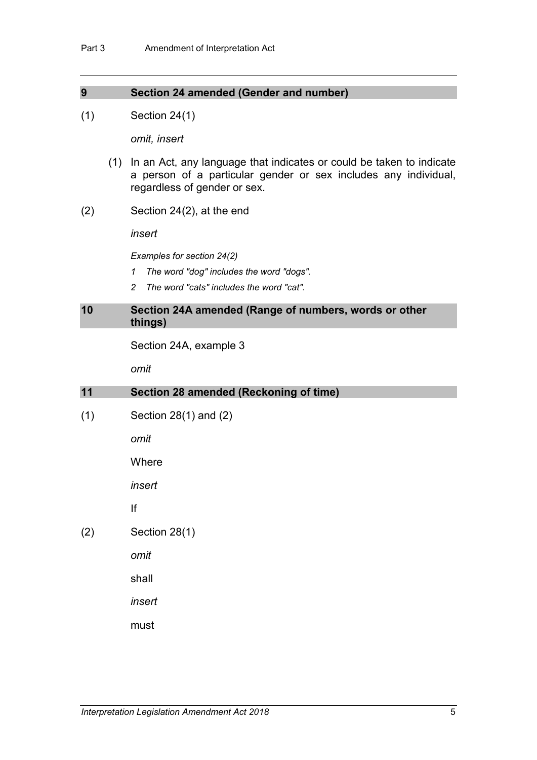### 9 Section 24 amended (Gender and number)

(1) Section 24(1)

*omit, insert*

(1) In an Act, any language that indicates or could be taken to indicate a person of a particular gender or sex includes any individual, regardless of gender or sex.

(2) Section 24(2), at the end

*insert*

*Examples for section 24(2)*

*1 The word "dog" includes the word "dogs".*

*2 The word "cats" includes the word "cat".*

### 10 Section 24A amended (Range of numbers, words or other things)

Section 24A, example 3

*omit*

### 11 Section 28 amended (Reckoning of time)

(1) Section 28(1) and (2)

*omit*

Where

*insert*

If

(2) Section 28(1)

*omit*

shall

*insert*

must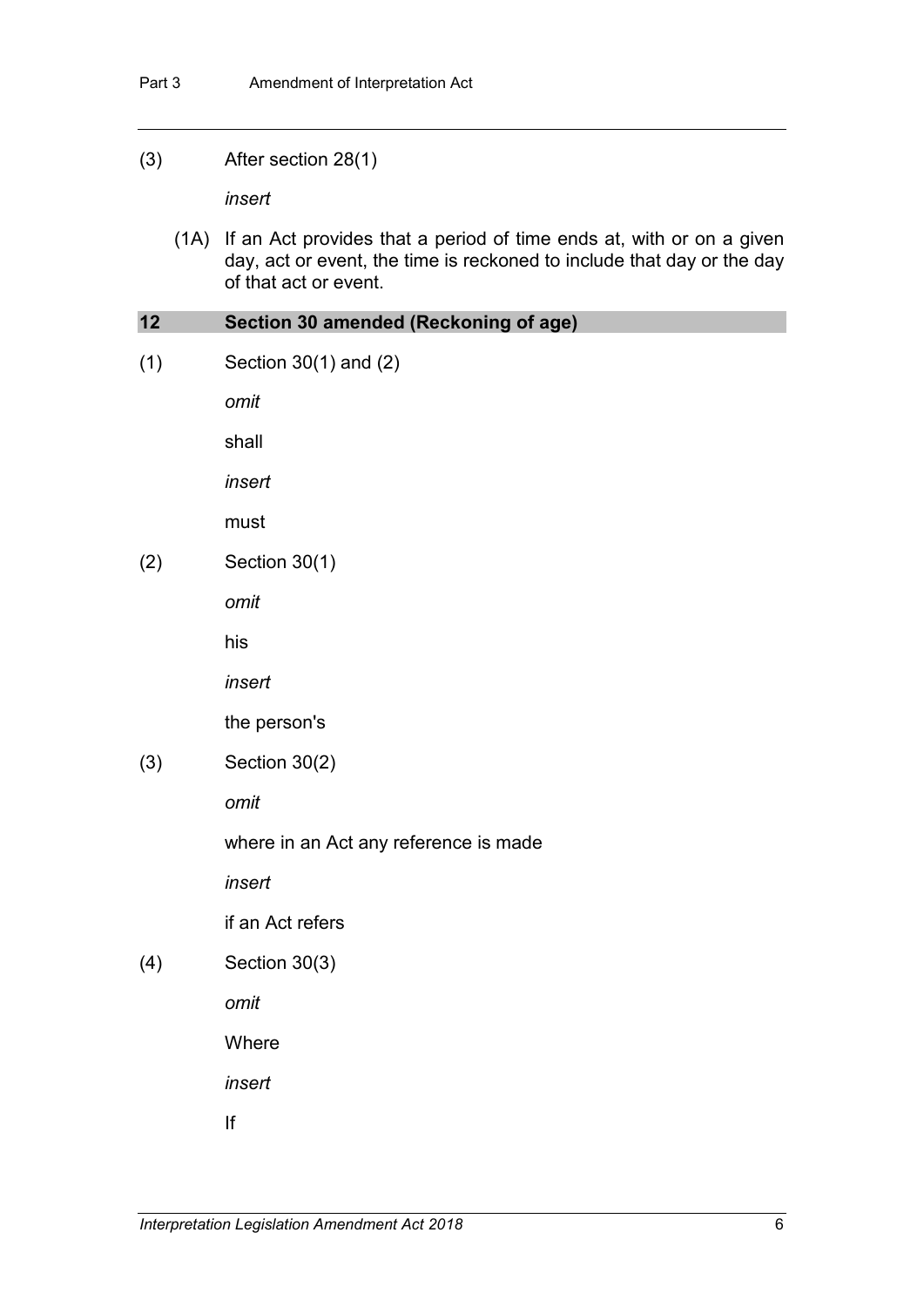(3) After section 28(1)

*insert*

(1A) If an Act provides that a period of time ends at, with or on a given day, act or event, the time is reckoned to include that day or the day of that act or event.

### 12 Section 30 amended (Reckoning of age)

(1) Section 30(1) and (2)

*omit*

shall

*insert*

must

(2) Section 30(1)

*omit*

his

*insert*

the person's

(3) Section 30(2)

*omit*

where in an Act any reference is made

*insert*

if an Act refers

(4) Section 30(3)

*omit*

Where

*insert*

If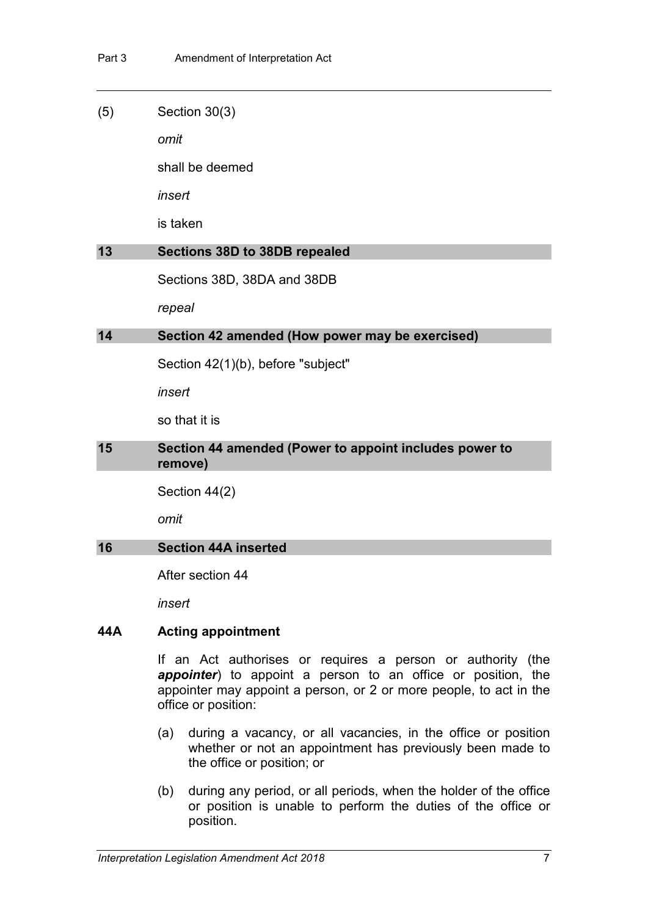(5) Section 30(3)

*omit*

shall be deemed

*insert*

is taken

## 13 Sections 38D to 38DB repealed

Sections 38D, 38DA and 38DB

*repeal*

## 14 Section 42 amended (How power may be exercised)

Section 42(1)(b), before "subject"

*insert*

so that it is

## 15 Section 44 amended (Power to appoint includes power to remove)

Section 44(2)

*omit*

## 16 Section 44A inserted

After section 44

*insert*

### 44A Acting appointment

If an Act authorises or requires a person or authority (the ***appointer***) to appoint a person to an office or position, the appointer may appoint a person, or 2 or more people, to act in the office or position:

(a) during a vacancy, or all vacancies, in the office or position whether or not an appointment has previously been made to the office or position; or

(b) during any period, or all periods, when the holder of the office or position is unable to perform the duties of the office or position.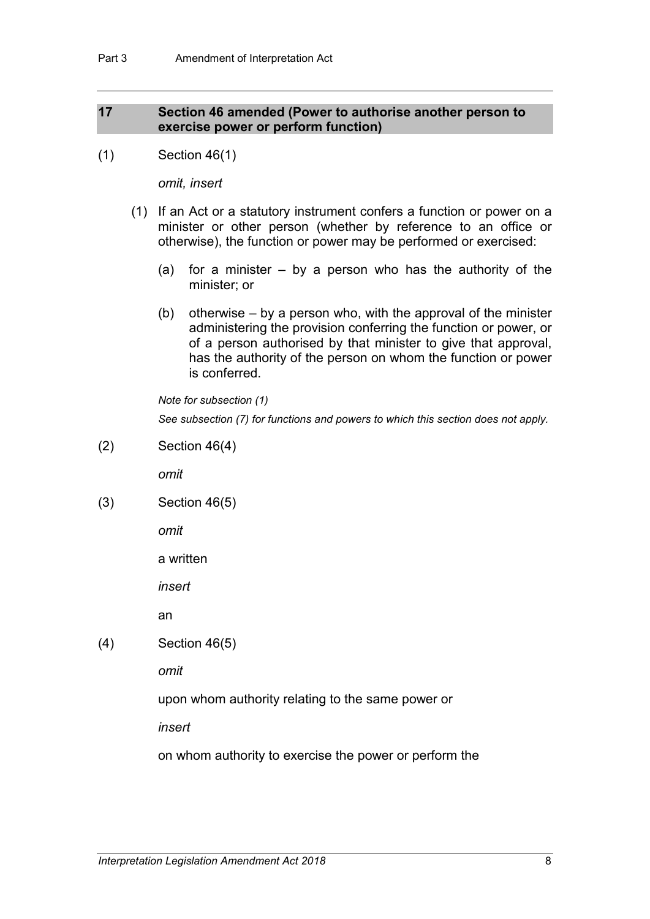## 17 Section 46 amended (Power to authorise another person to exercise power or perform function)

(1) Section 46(1)

*omit, insert*

(1) If an Act or a statutory instrument confers a function or power on a minister or other person (whether by reference to an office or otherwise), the function or power may be performed or exercised:

(a) for a minister – by a person who has the authority of the minister; or

(b) otherwise – by a person who, with the approval of the minister administering the provision conferring the function or power, or of a person authorised by that minister to give that approval, has the authority of the person on whom the function or power is conferred.

*Note for subsection (1)*

*See subsection (7) for functions and powers to which this section does not apply.*

(2) Section 46(4)

*omit*

(3) Section 46(5)

*omit*

a written

*insert*

an

(4) Section 46(5)

*omit*

upon whom authority relating to the same power or

*insert*

on whom authority to exercise the power or perform the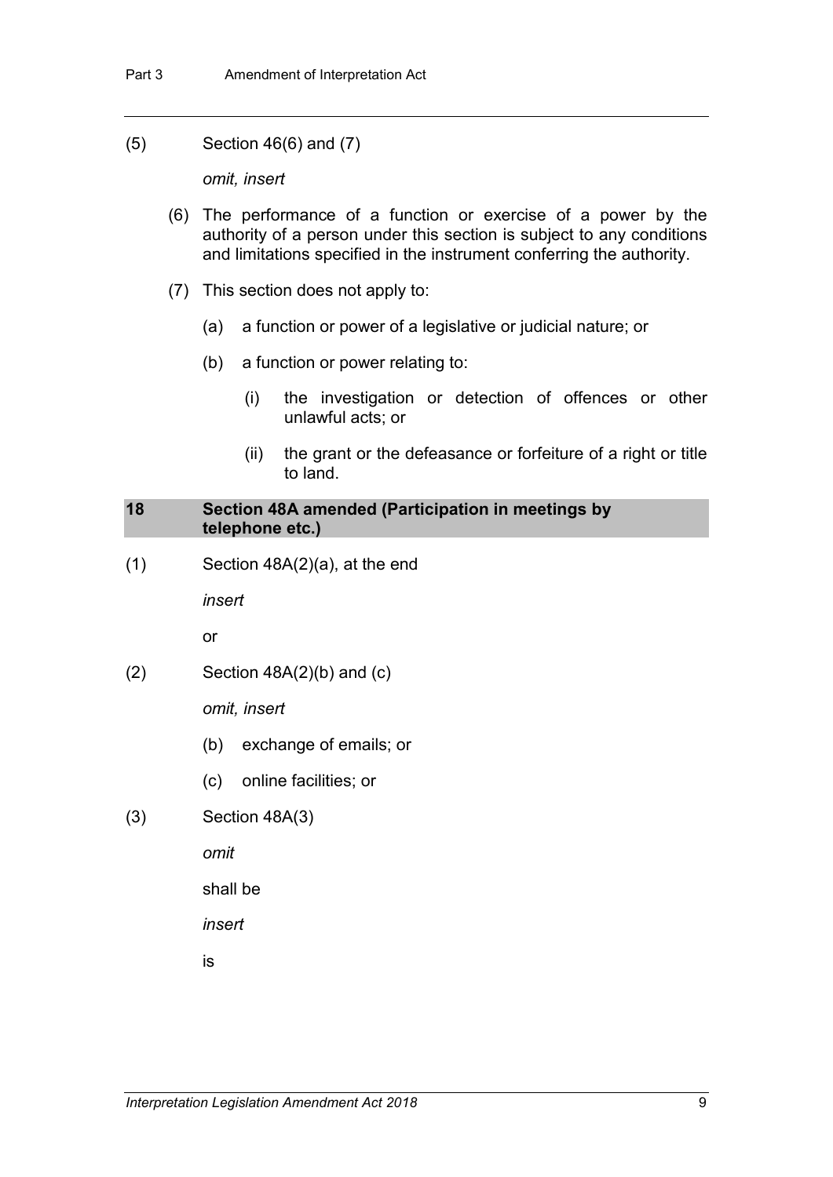(5) Section 46(6) and (7)

*omit, insert*

(6) The performance of a function or exercise of a power by the authority of a person under this section is subject to any conditions and limitations specified in the instrument conferring the authority.

(7) This section does not apply to:

(a) a function or power of a legislative or judicial nature; or

(b) a function or power relating to:

(i) the investigation or detection of offences or other unlawful acts; or

(ii) the grant or the defeasance or forfeiture of a right or title to land.

### 18 Section 48A amended (Participation in meetings by telephone etc.)

(1) Section 48A(2)(a), at the end

*insert*

or

(2) Section 48A(2)(b) and (c)

*omit, insert*

(b) exchange of emails; or

(c) online facilities; or

(3) Section 48A(3)

*omit*

shall be

*insert*

is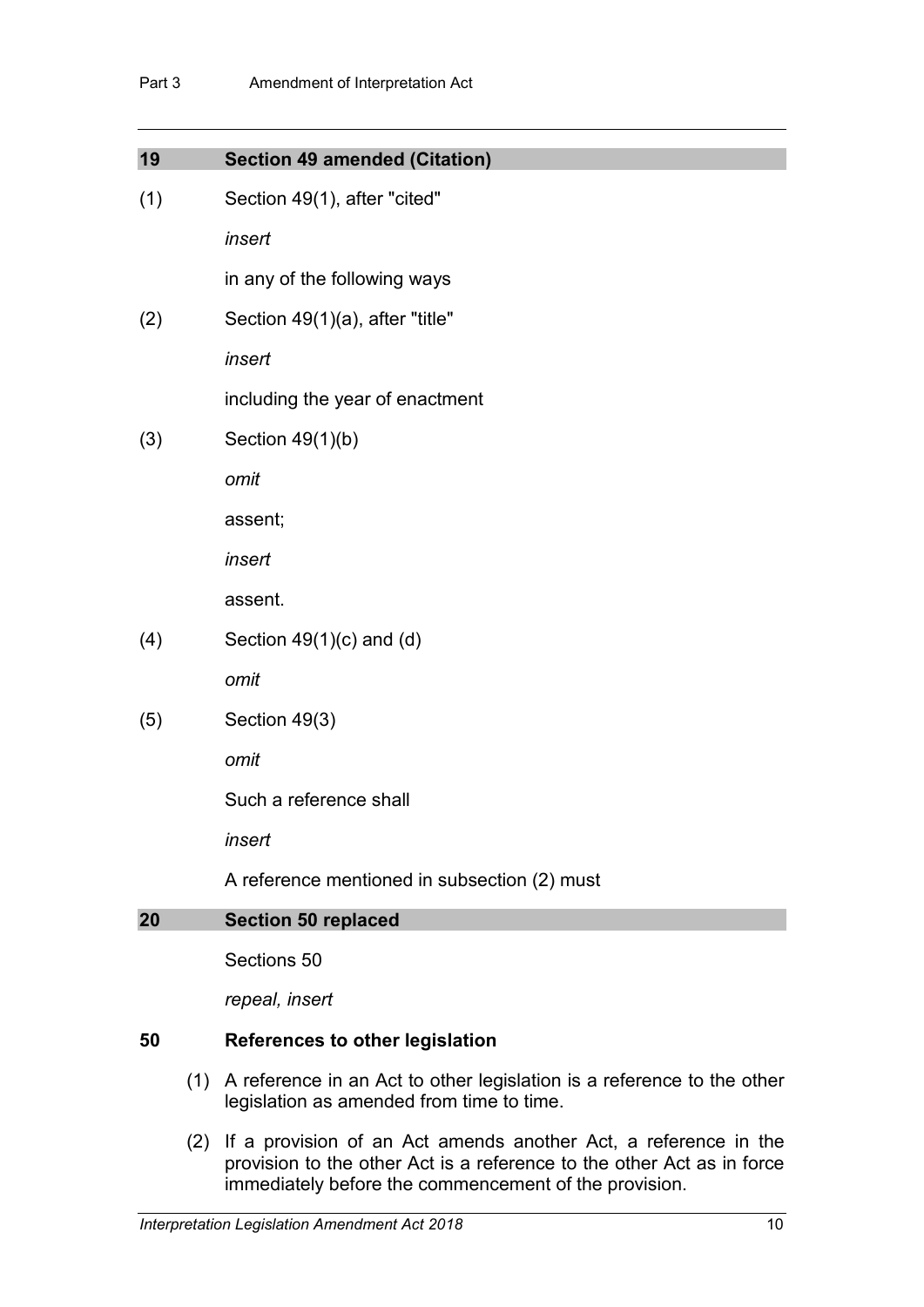## 19 Section 49 amended (Citation)

(1) Section 49(1), after "cited"

*insert*

in any of the following ways

(2) Section 49(1)(a), after "title"

*insert*

including the year of enactment

(3) Section 49(1)(b)

*omit*

assent;

*insert*

assent.

(4) Section 49(1)(c) and (d)

*omit*

(5) Section 49(3)

*omit*

Such a reference shall

*insert*

A reference mentioned in subsection (2) must

## 20 Section 50 replaced

Sections 50

*repeal, insert*

### 50 References to other legislation

(1) A reference in an Act to other legislation is a reference to the other legislation as amended from time to time.

(2) If a provision of an Act amends another Act, a reference in the provision to the other Act is a reference to the other Act as in force immediately before the commencement of the provision.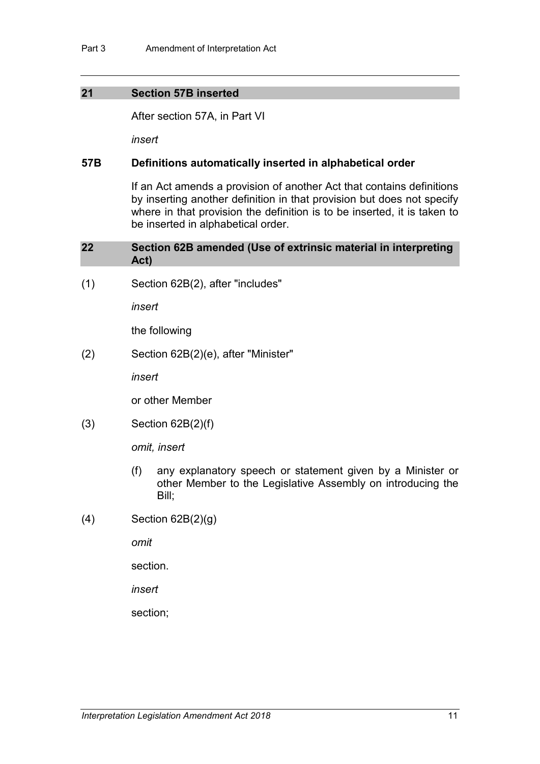## 21 Section 57B inserted

After section 57A, in Part VI

*insert*

### 57B Definitions automatically inserted in alphabetical order

If an Act amends a provision of another Act that contains definitions by inserting another definition in that provision but does not specify where in that provision the definition is to be inserted, it is taken to be inserted in alphabetical order.

## 22 Section 62B amended (Use of extrinsic material in interpreting Act)

(1) Section 62B(2), after "includes"

*insert*

the following

(2) Section 62B(2)(e), after "Minister"

*insert*

or other Member

(3) Section 62B(2)(f)

*omit, insert*

(f) any explanatory speech or statement given by a Minister or other Member to the Legislative Assembly on introducing the Bill;

(4) Section 62B(2)(g)

*omit*

section.

*insert*

section;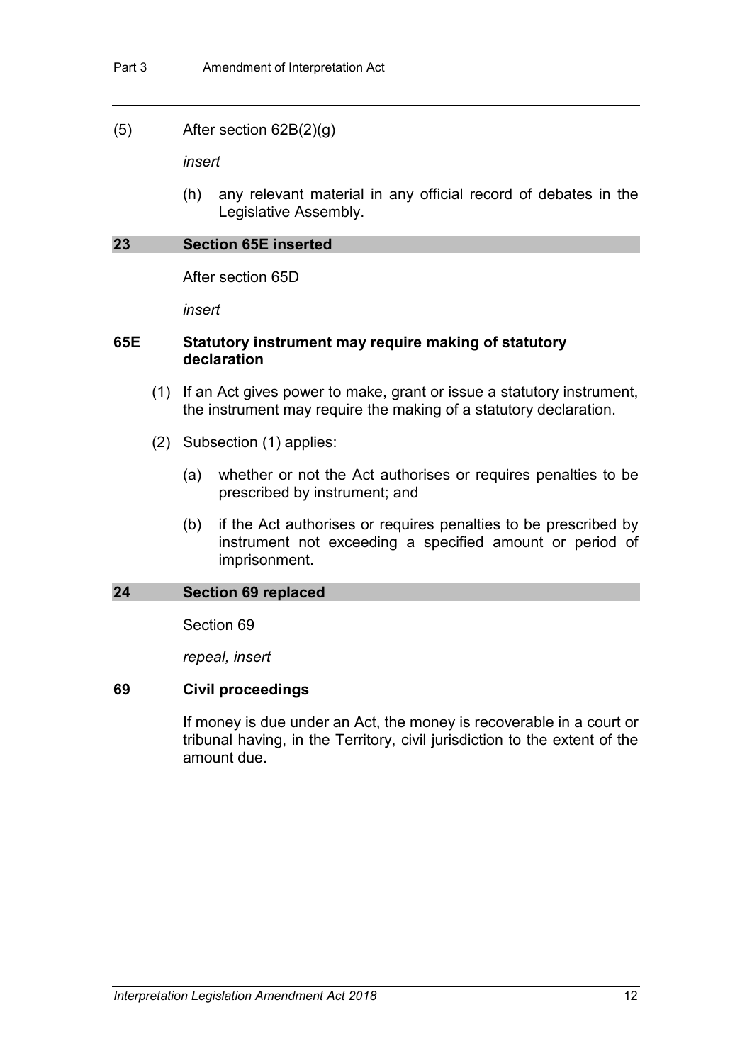(5) After section 62B(2)(g)

*insert*

(h) any relevant material in any official record of debates in the Legislative Assembly.

## 23 Section 65E inserted

After section 65D

*insert*

### 65E Statutory instrument may require making of statutory declaration

(1) If an Act gives power to make, grant or issue a statutory instrument, the instrument may require the making of a statutory declaration.

(2) Subsection (1) applies:

(a) whether or not the Act authorises or requires penalties to be prescribed by instrument; and

(b) if the Act authorises or requires penalties to be prescribed by instrument not exceeding a specified amount or period of imprisonment.

## 24 Section 69 replaced

Section 69

*repeal, insert*

### 69 Civil proceedings

If money is due under an Act, the money is recoverable in a court or tribunal having, in the Territory, civil jurisdiction to the extent of the amount due.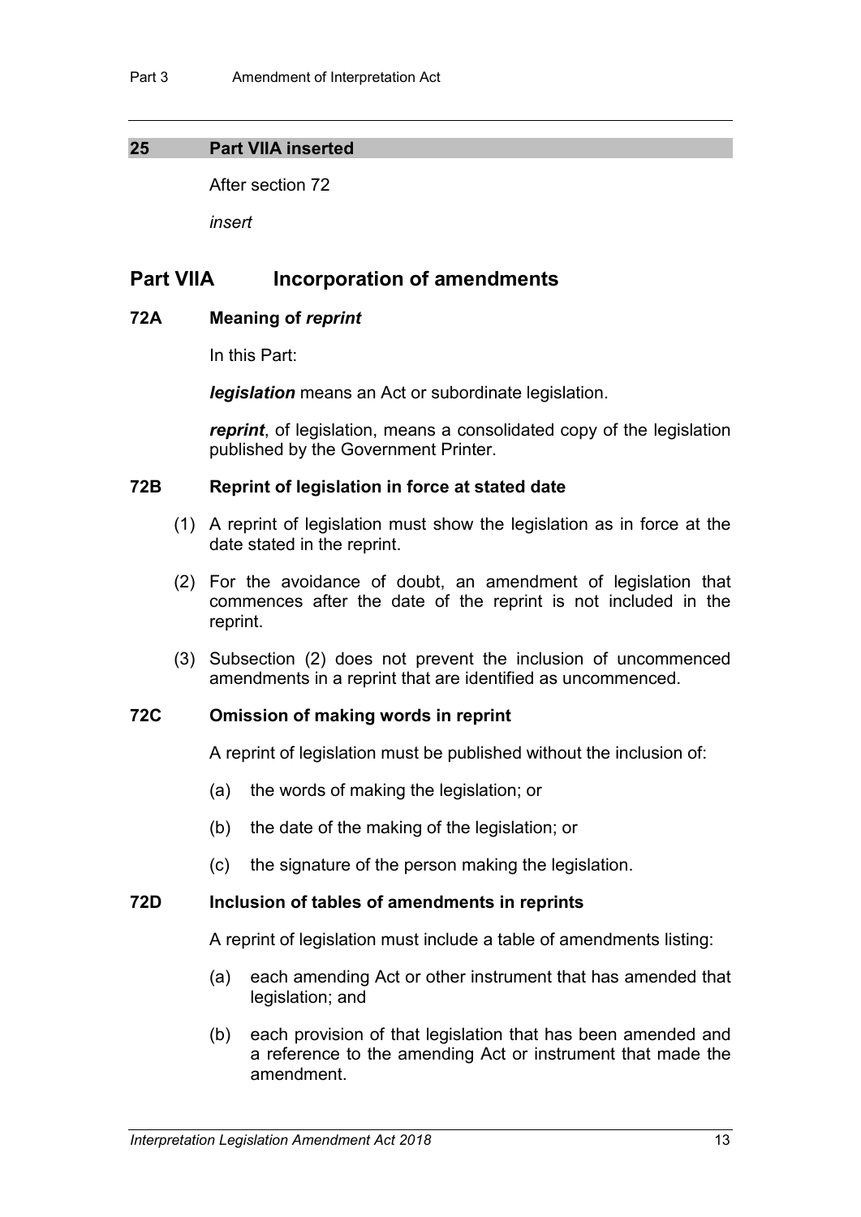## 25 Part VIIA inserted

After section 72

*insert*

# Part VIIA Incorporation of amendments

### 72A Meaning of *reprint*

In this Part:

***legislation*** means an Act or subordinate legislation.

***reprint***, of legislation, means a consolidated copy of the legislation published by the Government Printer.

### 72B Reprint of legislation in force at stated date

(1) A reprint of legislation must show the legislation as in force at the date stated in the reprint.

(2) For the avoidance of doubt, an amendment of legislation that commences after the date of the reprint is not included in the reprint.

(3) Subsection (2) does not prevent the inclusion of uncommenced amendments in a reprint that are identified as uncommenced.

### 72C Omission of making words in reprint

A reprint of legislation must be published without the inclusion of:

(a) the words of making the legislation; or

(b) the date of the making of the legislation; or

(c) the signature of the person making the legislation.

### 72D Inclusion of tables of amendments in reprints

A reprint of legislation must include a table of amendments listing:

(a) each amending Act or other instrument that has amended that legislation; and

(b) each provision of that legislation that has been amended and a reference to the amending Act or instrument that made the amendment.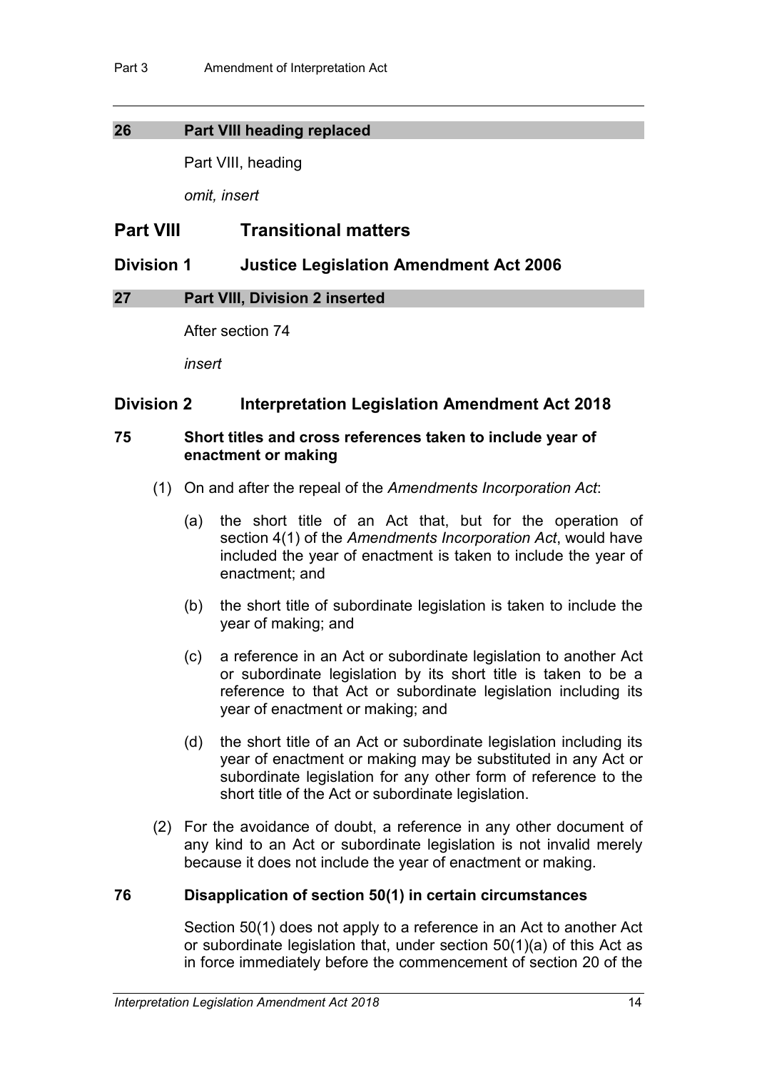## 26 Part VIII heading replaced

Part VIII, heading

*omit, insert*

# Part VIII Transitional matters

## Division 1 Justice Legislation Amendment Act 2006

## 27 Part VIII, Division 2 inserted

After section 74

*insert*

## Division 2 Interpretation Legislation Amendment Act 2018

### 75 Short titles and cross references taken to include year of enactment or making

(1) On and after the repeal of the *Amendments Incorporation Act*:

(a) the short title of an Act that, but for the operation of section 4(1) of the *Amendments Incorporation Act*, would have included the year of enactment is taken to include the year of enactment; and

(b) the short title of subordinate legislation is taken to include the year of making; and

(c) a reference in an Act or subordinate legislation to another Act or subordinate legislation by its short title is taken to be a reference to that Act or subordinate legislation including its year of enactment or making; and

(d) the short title of an Act or subordinate legislation including its year of enactment or making may be substituted in any Act or subordinate legislation for any other form of reference to the short title of the Act or subordinate legislation.

(2) For the avoidance of doubt, a reference in any other document of any kind to an Act or subordinate legislation is not invalid merely because it does not include the year of enactment or making.

### 76 Disapplication of section 50(1) in certain circumstances

Section 50(1) does not apply to a reference in an Act to another Act or subordinate legislation that, under section 50(1)(a) of this Act as in force immediately before the commencement of section 20 of the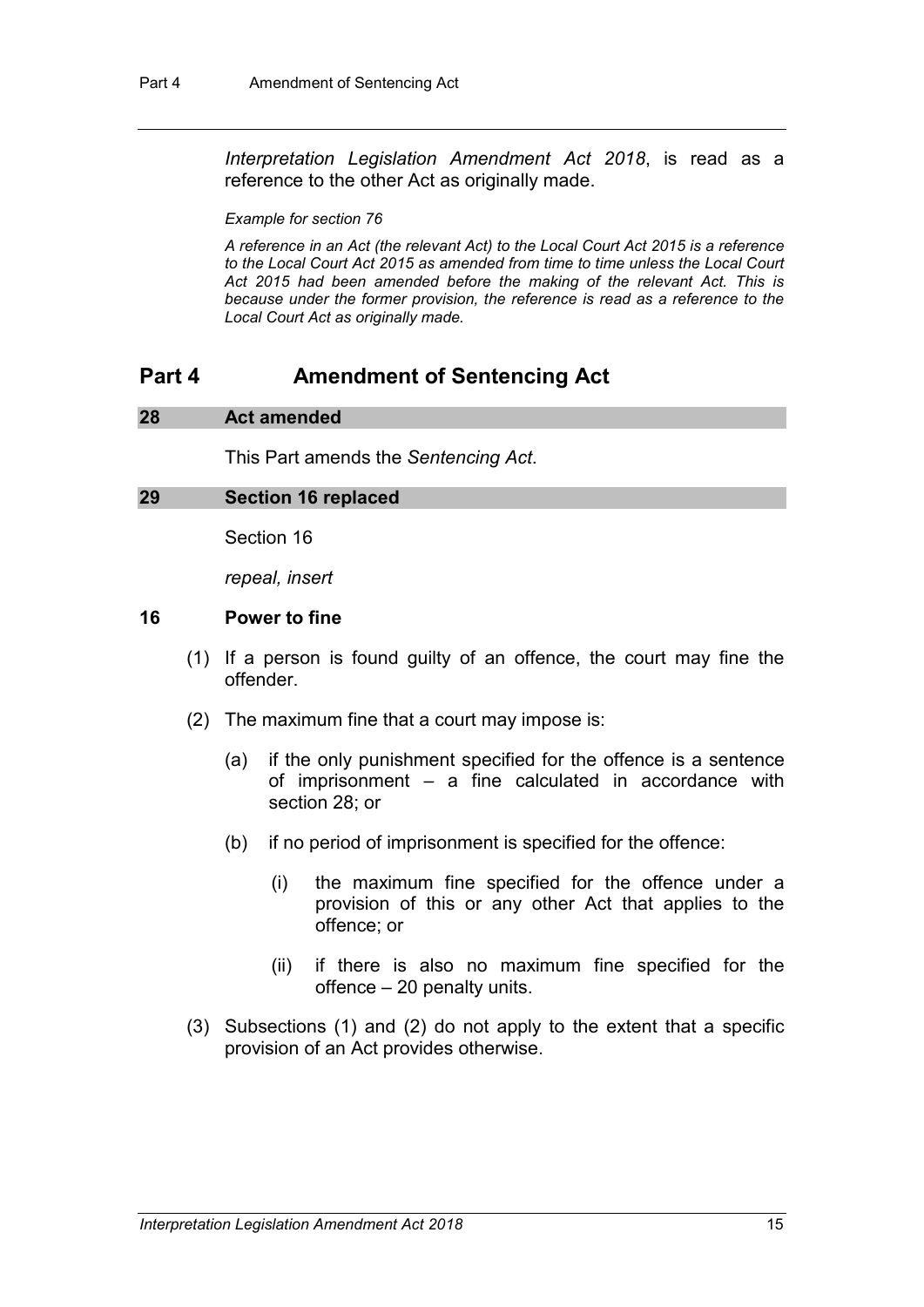*Interpretation Legislation Amendment Act 2018*, is read as a reference to the other Act as originally made.

*Example for section 76*

*A reference in an Act (the relevant Act) to the Local Court Act 2015 is a reference to the Local Court Act 2015 as amended from time to time unless the Local Court Act 2015 had been amended before the making of the relevant Act. This is because under the former provision, the reference is read as a reference to the Local Court Act as originally made.*

## Part 4 Amendment of Sentencing Act

### 28 Act amended

This Part amends the *Sentencing Act*.

### 29 Section 16 replaced

Section 16

*repeal, insert*

### 16 Power to fine

(1) If a person is found guilty of an offence, the court may fine the offender.

(2) The maximum fine that a court may impose is:

(a) if the only punishment specified for the offence is a sentence of imprisonment – a fine calculated in accordance with section 28; or

(b) if no period of imprisonment is specified for the offence:

(i) the maximum fine specified for the offence under a provision of this or any other Act that applies to the offence; or

(ii) if there is also no maximum fine specified for the offence – 20 penalty units.

(3) Subsections (1) and (2) do not apply to the extent that a specific provision of an Act provides otherwise.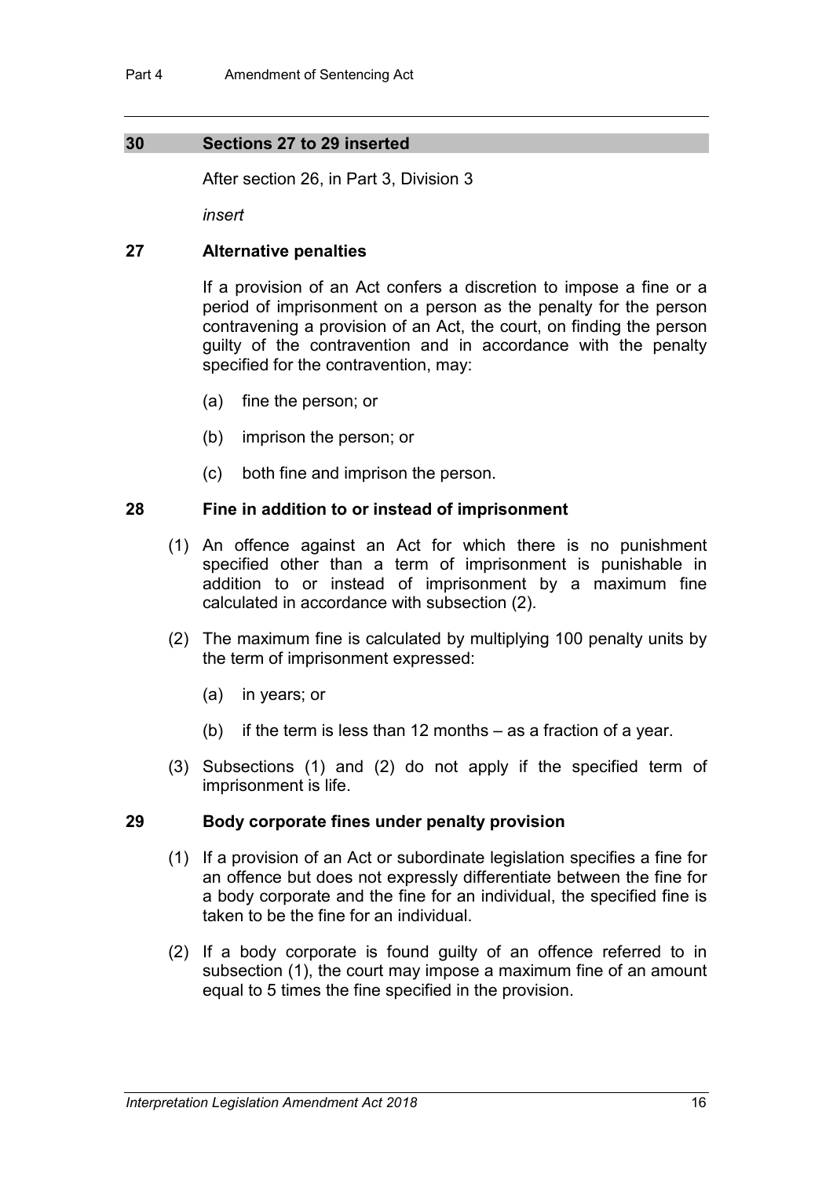## 30 Sections 27 to 29 inserted

After section 26, in Part 3, Division 3

*insert*

### 27 Alternative penalties

If a provision of an Act confers a discretion to impose a fine or a period of imprisonment on a person as the penalty for the person contravening a provision of an Act, the court, on finding the person guilty of the contravention and in accordance with the penalty specified for the contravention, may:

(a) fine the person; or

(b) imprison the person; or

(c) both fine and imprison the person.

### 28 Fine in addition to or instead of imprisonment

(1) An offence against an Act for which there is no punishment specified other than a term of imprisonment is punishable in addition to or instead of imprisonment by a maximum fine calculated in accordance with subsection (2).

(2) The maximum fine is calculated by multiplying 100 penalty units by the term of imprisonment expressed:

(a) in years; or

(b) if the term is less than 12 months – as a fraction of a year.

(3) Subsections (1) and (2) do not apply if the specified term of imprisonment is life.

### 29 Body corporate fines under penalty provision

(1) If a provision of an Act or subordinate legislation specifies a fine for an offence but does not expressly differentiate between the fine for a body corporate and the fine for an individual, the specified fine is taken to be the fine for an individual.

(2) If a body corporate is found guilty of an offence referred to in subsection (1), the court may impose a maximum fine of an amount equal to 5 times the fine specified in the provision.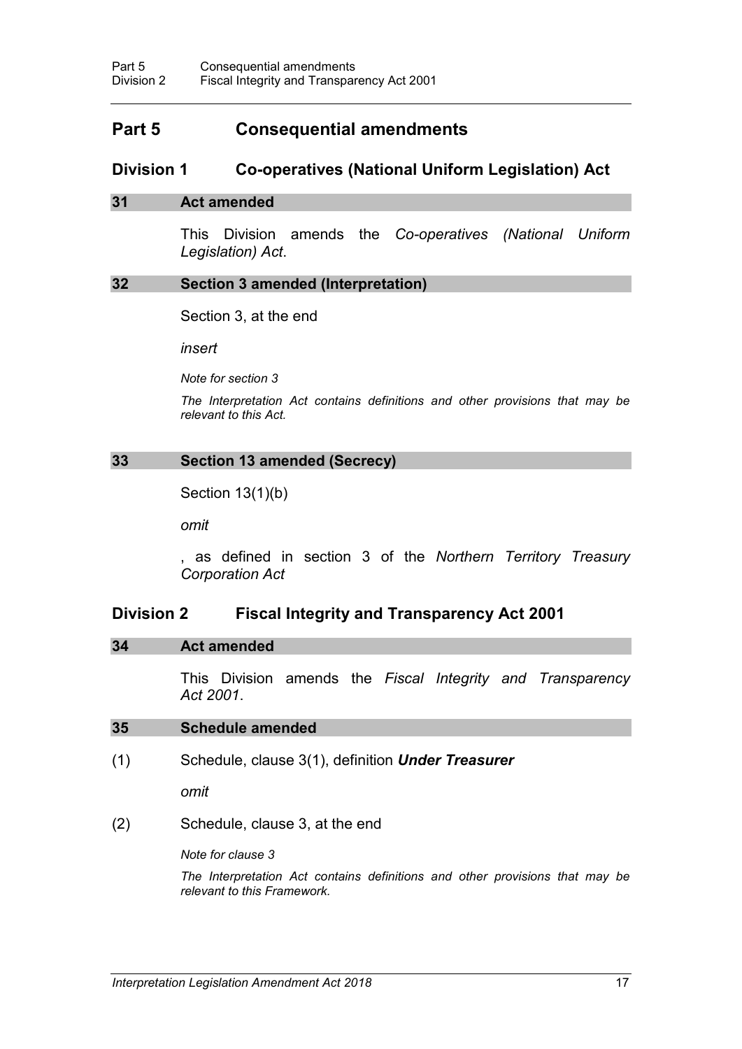# Part 5 Consequential amendments

## Division 1 Co-operatives (National Uniform Legislation) Act

### 31 Act amended

This Division amends the *Co-operatives (National Uniform Legislation) Act*.

### 32 Section 3 amended (Interpretation)

Section 3, at the end

*insert*

*Note for section 3*

*The Interpretation Act contains definitions and other provisions that may be relevant to this Act.*

### 33 Section 13 amended (Secrecy)

Section 13(1)(b)

*omit*

, as defined in section 3 of the *Northern Territory Treasury Corporation Act*

## Division 2 Fiscal Integrity and Transparency Act 2001

### 34 Act amended

This Division amends the *Fiscal Integrity and Transparency Act 2001*.

### 35 Schedule amended

(1) Schedule, clause 3(1), definition ***Under Treasurer***

*omit*

(2) Schedule, clause 3, at the end

*Note for clause 3*

*The Interpretation Act contains definitions and other provisions that may be relevant to this Framework.*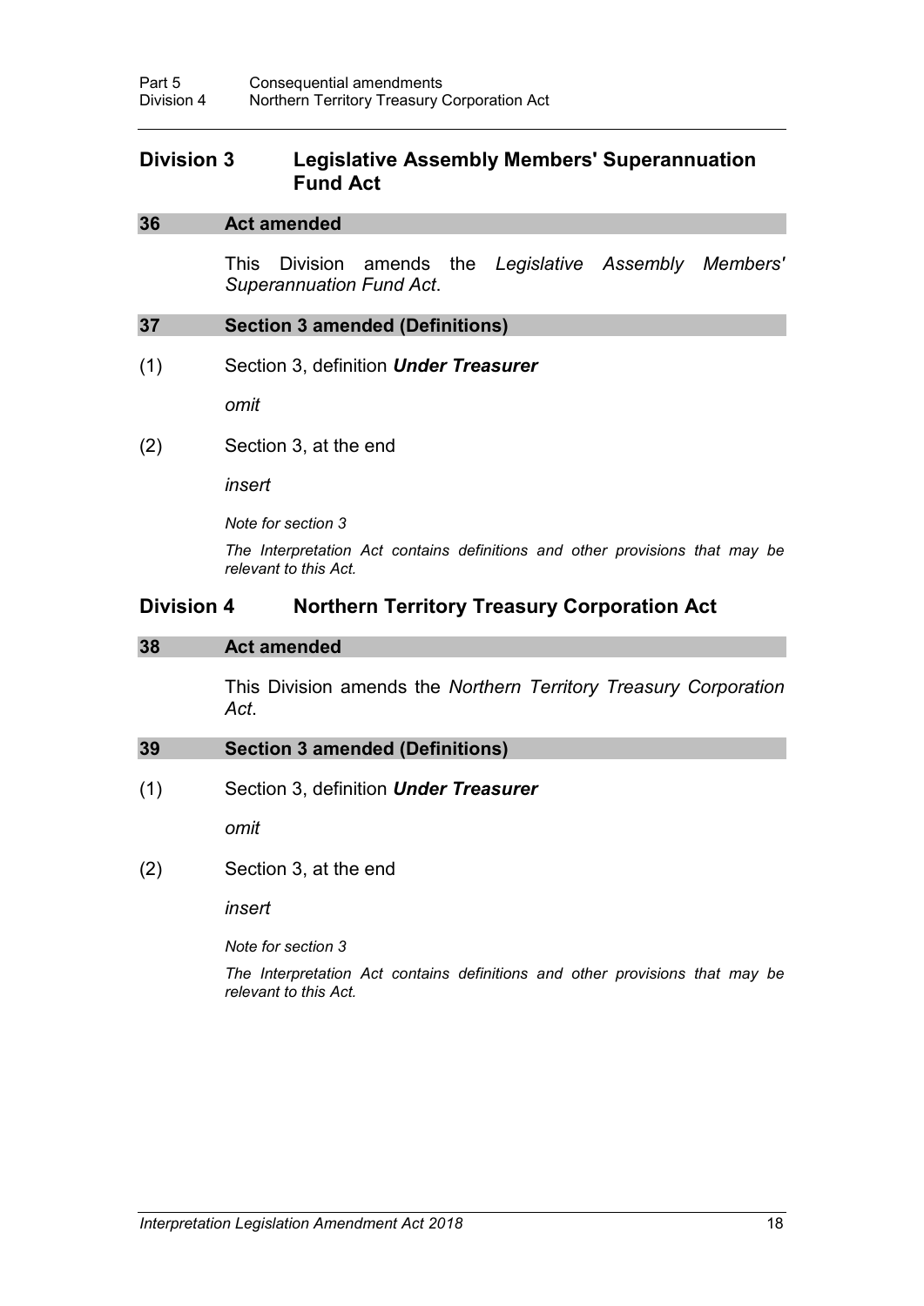## Division 3 Legislative Assembly Members' Superannuation Fund Act

### 36 Act amended

This Division amends the *Legislative Assembly Members' Superannuation Fund Act*.

### 37 Section 3 amended (Definitions)

(1) Section 3, definition ***Under Treasurer***

*omit*

(2) Section 3, at the end

*insert*

*Note for section 3*

*The Interpretation Act contains definitions and other provisions that may be relevant to this Act.*

## Division 4 Northern Territory Treasury Corporation Act

### 38 Act amended

This Division amends the *Northern Territory Treasury Corporation Act*.

### 39 Section 3 amended (Definitions)

(1) Section 3, definition ***Under Treasurer***

*omit*

(2) Section 3, at the end

*insert*

*Note for section 3*

*The Interpretation Act contains definitions and other provisions that may be relevant to this Act.*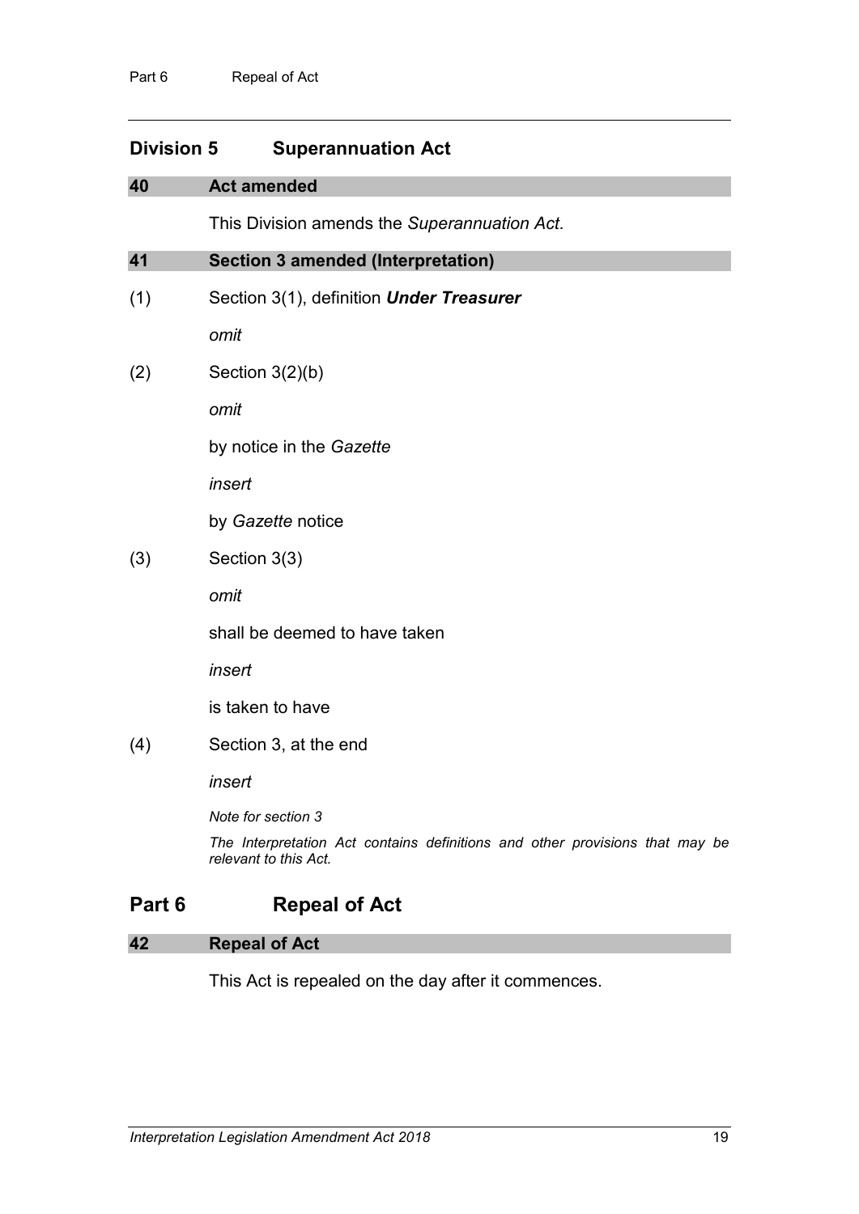## Division 5 Superannuation Act

### 40 Act amended

This Division amends the *Superannuation Act*.

### 41 Section 3 amended (Interpretation)

(1) Section 3(1), definition ***Under Treasurer***

*omit*

(2) Section 3(2)(b)

*omit*

by notice in the *Gazette*

*insert*

by *Gazette* notice

(3) Section 3(3)

*omit*

shall be deemed to have taken

*insert*

is taken to have

(4) Section 3, at the end

*insert*

*Note for section 3*

*The Interpretation Act contains definitions and other provisions that may be relevant to this Act.*

# Part 6 Repeal of Act

### 42 Repeal of Act

This Act is repealed on the day after it commences.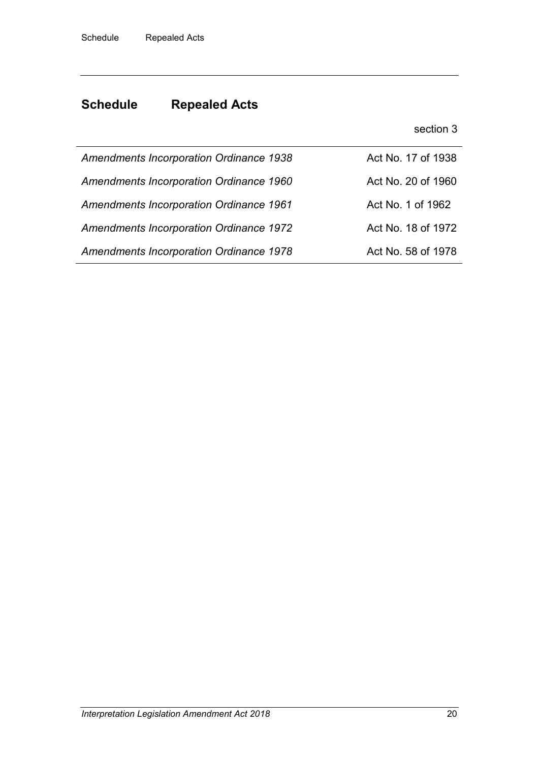## Schedule Repealed Acts

section 3

| | |
|---|---|
| *Amendments Incorporation Ordinance 1938* | Act No. 17 of 1938 |
| *Amendments Incorporation Ordinance 1960* | Act No. 20 of 1960 |
| *Amendments Incorporation Ordinance 1961* | Act No. 1 of 1962 |
| *Amendments Incorporation Ordinance 1972* | Act No. 18 of 1972 |
| *Amendments Incorporation Ordinance 1978* | Act No. 58 of 1978 |